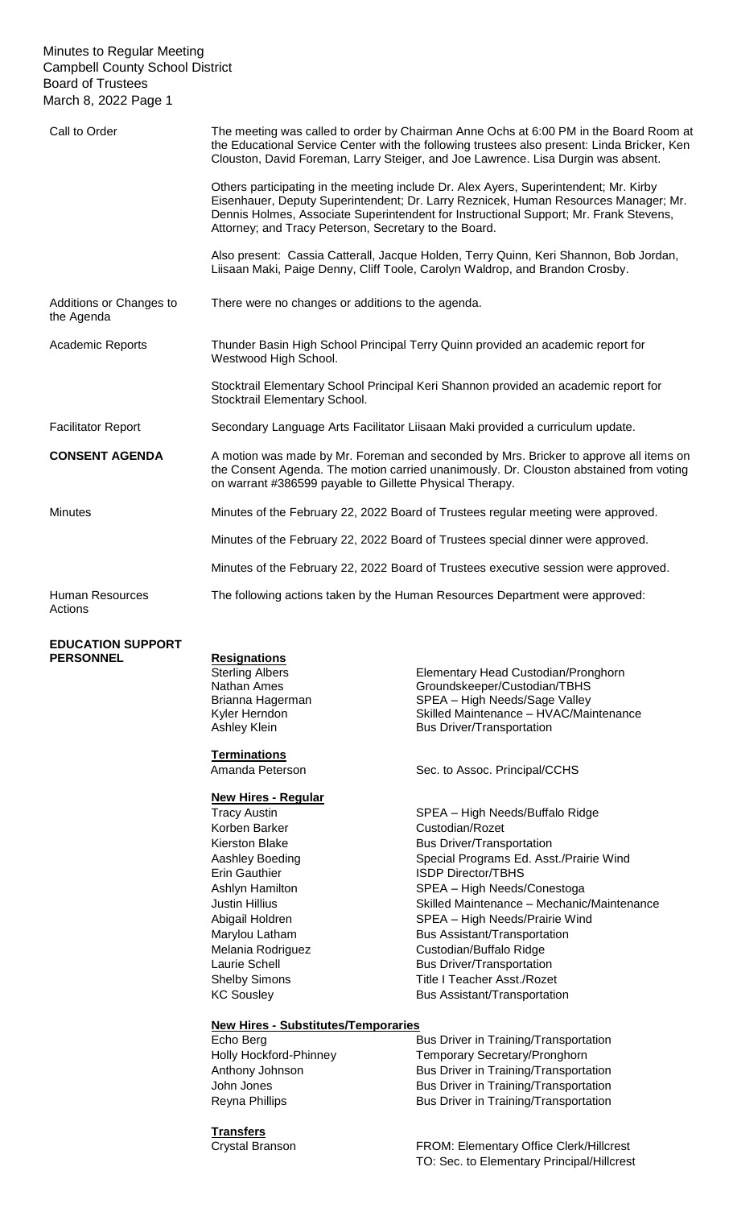Minutes to Regular Meeting
Campbell County School District
Board of Trustees
March 8, 2022 Page 1

**Call to Order**

The meeting was called to order by Chairman Anne Ochs at 6:00 PM in the Board Room at the Educational Service Center with the following trustees also present: Linda Bricker, Ken Clouston, David Foreman, Larry Steiger, and Joe Lawrence. Lisa Durgin was absent.

Others participating in the meeting include Dr. Alex Ayers, Superintendent; Mr. Kirby Eisenhauer, Deputy Superintendent; Dr. Larry Reznicek, Human Resources Manager; Mr. Dennis Holmes, Associate Superintendent for Instructional Support; Mr. Frank Stevens, Attorney; and Tracy Peterson, Secretary to the Board.

Also present: Cassia Catterall, Jacque Holden, Terry Quinn, Keri Shannon, Bob Jordan, Liisaan Maki, Paige Denny, Cliff Toole, Carolyn Waldrop, and Brandon Crosby.

**Additions or Changes to the Agenda**

There were no changes or additions to the agenda.

**Academic Reports**

Thunder Basin High School Principal Terry Quinn provided an academic report for Westwood High School.

Stocktrail Elementary School Principal Keri Shannon provided an academic report for Stocktrail Elementary School.

**Facilitator Report**

Secondary Language Arts Facilitator Liisaan Maki provided a curriculum update.

**CONSENT AGENDA**

A motion was made by Mr. Foreman and seconded by Mrs. Bricker to approve all items on the Consent Agenda. The motion carried unanimously. Dr. Clouston abstained from voting on warrant #386599 payable to Gillette Physical Therapy.

**Minutes**

Minutes of the February 22, 2022 Board of Trustees regular meeting were approved.

Minutes of the February 22, 2022 Board of Trustees special dinner were approved.

Minutes of the February 22, 2022 Board of Trustees executive session were approved.

**Human Resources Actions**

The following actions taken by the Human Resources Department were approved:

**EDUCATION SUPPORT PERSONNEL**

**Resignations**

| | |
|---|---|
| Sterling Albers | Elementary Head Custodian/Pronghorn |
| Nathan Ames | Groundskeeper/Custodian/TBHS |
| Brianna Hagerman | SPEA – High Needs/Sage Valley |
| Kyler Herndon | Skilled Maintenance – HVAC/Maintenance |
| Ashley Klein | Bus Driver/Transportation |

**Terminations**

| | |
|---|---|
| Amanda Peterson | Sec. to Assoc. Principal/CCHS |

**New Hires - Regular**

| | |
|---|---|
| Tracy Austin | SPEA – High Needs/Buffalo Ridge |
| Korben Barker | Custodian/Rozet |
| Kierston Blake | Bus Driver/Transportation |
| Aashley Boeding | Special Programs Ed. Asst./Prairie Wind |
| Erin Gauthier | ISDP Director/TBHS |
| Ashlyn Hamilton | SPEA – High Needs/Conestoga |
| Justin Hillius | Skilled Maintenance – Mechanic/Maintenance |
| Abigail Holdren | SPEA – High Needs/Prairie Wind |
| Marylou Latham | Bus Assistant/Transportation |
| Melania Rodriguez | Custodian/Buffalo Ridge |
| Laurie Schell | Bus Driver/Transportation |
| Shelby Simons | Title I Teacher Asst./Rozet |
| KC Sousley | Bus Assistant/Transportation |

**New Hires - Substitutes/Temporaries**

| | |
|---|---|
| Echo Berg | Bus Driver in Training/Transportation |
| Holly Hockford-Phinney | Temporary Secretary/Pronghorn |
| Anthony Johnson | Bus Driver in Training/Transportation |
| John Jones | Bus Driver in Training/Transportation |
| Reyna Phillips | Bus Driver in Training/Transportation |

**Transfers**

| | |
|---|---|
| Crystal Branson | FROM: Elementary Office Clerk/Hillcrest<br>TO: Sec. to Elementary Principal/Hillcrest |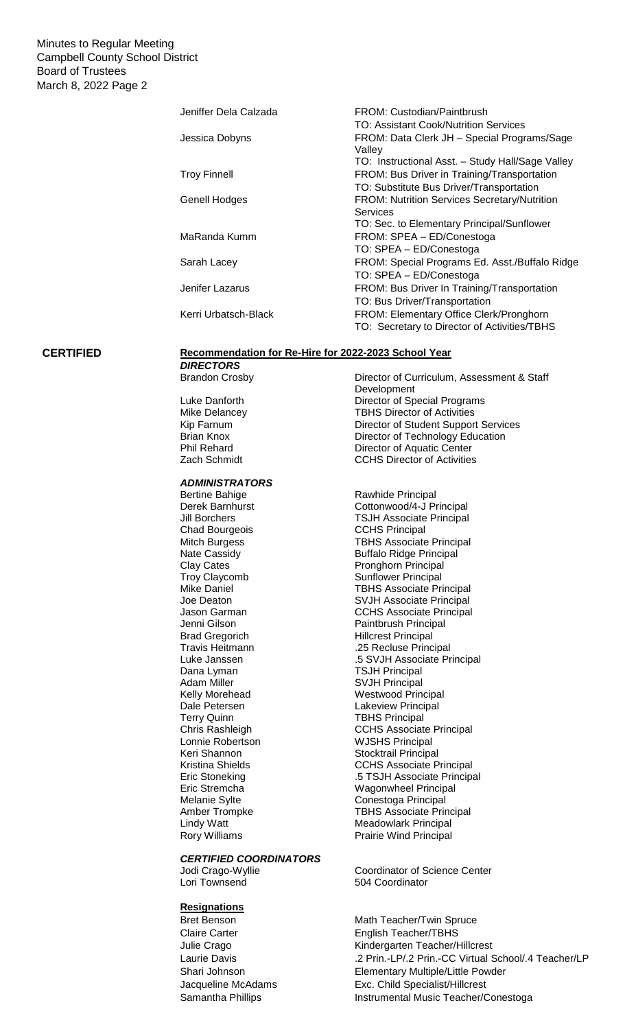| | |
|---|---|
| Jeniffer Dela Calzada | FROM: Custodian/Paintbrush<br>TO: Assistant Cook/Nutrition Services |
| Jessica Dobyns | FROM: Data Clerk JH – Special Programs/Sage Valley<br>TO: Instructional Asst. – Study Hall/Sage Valley |
| Troy Finnell | FROM: Bus Driver in Training/Transportation<br>TO: Substitute Bus Driver/Transportation |
| Genell Hodges | FROM: Nutrition Services Secretary/Nutrition Services<br>TO: Sec. to Elementary Principal/Sunflower |
| MaRanda Kumm | FROM: SPEA – ED/Conestoga<br>TO: SPEA – ED/Conestoga |
| Sarah Lacey | FROM: Special Programs Ed. Asst./Buffalo Ridge<br>TO: SPEA – ED/Conestoga |
| Jenifer Lazarus | FROM: Bus Driver In Training/Transportation<br>TO: Bus Driver/Transportation |
| Kerri Urbatsch-Black | FROM: Elementary Office Clerk/Pronghorn<br>TO: Secretary to Director of Activities/TBHS |

**CERTIFIED**

**Recommendation for Re-Hire for 2022-2023 School Year**

***DIRECTORS***

| | |
|---|---|
| Brandon Crosby | Director of Curriculum, Assessment & Staff Development |
| Luke Danforth | Director of Special Programs |
| Mike Delancey | TBHS Director of Activities |
| Kip Farnum | Director of Student Support Services |
| Brian Knox | Director of Technology Education |
| Phil Rehard | Director of Aquatic Center |
| Zach Schmidt | CCHS Director of Activities |

***ADMINISTRATORS***

| | |
|---|---|
| Bertine Bahige | Rawhide Principal |
| Derek Barnhurst | Cottonwood/4-J Principal |
| Jill Borchers | TSJH Associate Principal |
| Chad Bourgeois | CCHS Principal |
| Mitch Burgess | TBHS Associate Principal |
| Nate Cassidy | Buffalo Ridge Principal |
| Clay Cates | Pronghorn Principal |
| Troy Claycomb | Sunflower Principal |
| Mike Daniel | TBHS Associate Principal |
| Joe Deaton | SVJH Associate Principal |
| Jason Garman | CCHS Associate Principal |
| Jenni Gilson | Paintbrush Principal |
| Brad Gregorich | Hillcrest Principal |
| Travis Heitmann | .25 Recluse Principal |
| Luke Janssen | .5 SVJH Associate Principal |
| Dana Lyman | TSJH Principal |
| Adam Miller | SVJH Principal |
| Kelly Morehead | Westwood Principal |
| Dale Petersen | Lakeview Principal |
| Terry Quinn | TBHS Principal |
| Chris Rashleigh | CCHS Associate Principal |
| Lonnie Robertson | WJSHS Principal |
| Keri Shannon | Stocktrail Principal |
| Kristina Shields | CCHS Associate Principal |
| Eric Stoneking | .5 TSJH Associate Principal |
| Eric Stremcha | Wagonwheel Principal |
| Melanie Sylte | Conestoga Principal |
| Amber Trompke | TBHS Associate Principal |
| Lindy Watt | Meadowlark Principal |
| Rory Williams | Prairie Wind Principal |

***CERTIFIED COORDINATORS***

| | |
|---|---|
| Jodi Crago-Wyllie | Coordinator of Science Center |
| Lori Townsend | 504 Coordinator |

**Resignations**

| | |
|---|---|
| Bret Benson | Math Teacher/Twin Spruce |
| Claire Carter | English Teacher/TBHS |
| Julie Crago | Kindergarten Teacher/Hillcrest |
| Laurie Davis | .2 Prin.-LP/.2 Prin.-CC Virtual School/.4 Teacher/LP |
| Shari Johnson | Elementary Multiple/Little Powder |
| Jacqueline McAdams | Exc. Child Specialist/Hillcrest |
| Samantha Phillips | Instrumental Music Teacher/Conestoga |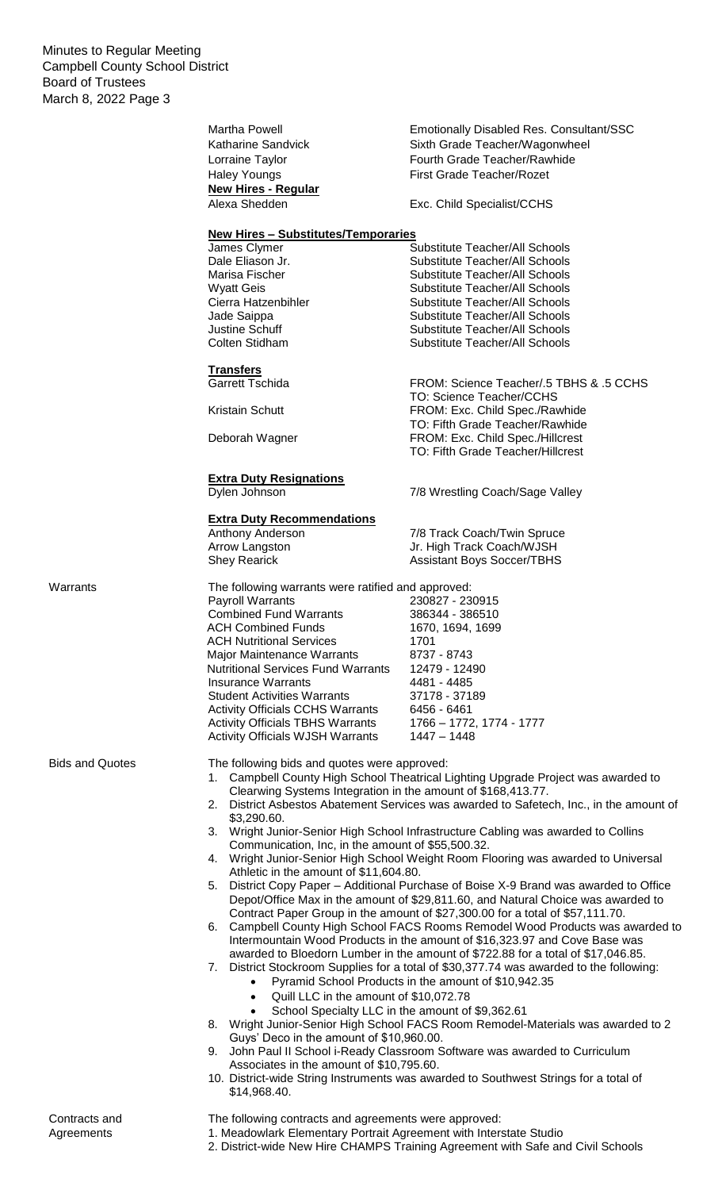| | |
|---|---|
| Martha Powell | Emotionally Disabled Res. Consultant/SSC |
| Katharine Sandvick | Sixth Grade Teacher/Wagonwheel |
| Lorraine Taylor | Fourth Grade Teacher/Rawhide |
| Haley Youngs | First Grade Teacher/Rozet |

**New Hires - Regular**

| | |
|---|---|
| Alexa Shedden | Exc. Child Specialist/CCHS |

**New Hires – Substitutes/Temporaries**

| | |
|---|---|
| James Clymer | Substitute Teacher/All Schools |
| Dale Eliason Jr. | Substitute Teacher/All Schools |
| Marisa Fischer | Substitute Teacher/All Schools |
| Wyatt Geis | Substitute Teacher/All Schools |
| Cierra Hatzenbihler | Substitute Teacher/All Schools |
| Jade Saippa | Substitute Teacher/All Schools |
| Justine Schuff | Substitute Teacher/All Schools |
| Colten Stidham | Substitute Teacher/All Schools |

**Transfers**

| | |
|---|---|
| Garrett Tschida | FROM: Science Teacher/.5 TBHS & .5 CCHS<br>TO: Science Teacher/CCHS |
| Kristain Schutt | FROM: Exc. Child Spec./Rawhide<br>TO: Fifth Grade Teacher/Rawhide |
| Deborah Wagner | FROM: Exc. Child Spec./Hillcrest<br>TO: Fifth Grade Teacher/Hillcrest |

**Extra Duty Resignations**

| | |
|---|---|
| Dylen Johnson | 7/8 Wrestling Coach/Sage Valley |

**Extra Duty Recommendations**

| | |
|---|---|
| Anthony Anderson | 7/8 Track Coach/Twin Spruce |
| Arrow Langston | Jr. High Track Coach/WJSH |
| Shey Rearick | Assistant Boys Soccer/TBHS |

Warrants

The following warrants were ratified and approved:

| | |
|---|---|
| Payroll Warrants | 230827 - 230915 |
| Combined Fund Warrants | 386344 - 386510 |
| ACH Combined Funds | 1670, 1694, 1699 |
| ACH Nutritional Services | 1701 |
| Major Maintenance Warrants | 8737 - 8743 |
| Nutritional Services Fund Warrants | 12479 - 12490 |
| Insurance Warrants | 4481 - 4485 |
| Student Activities Warrants | 37178 - 37189 |
| Activity Officials CCHS Warrants | 6456 - 6461 |
| Activity Officials TBHS Warrants | 1766 – 1772, 1774 - 1777 |
| Activity Officials WJSH Warrants | 1447 – 1448 |

Bids and Quotes

The following bids and quotes were approved:

1. Campbell County High School Theatrical Lighting Upgrade Project was awarded to Clearwing Systems Integration in the amount of $168,413.77.
2. District Asbestos Abatement Services was awarded to Safetech, Inc., in the amount of $3,290.60.
3. Wright Junior-Senior High School Infrastructure Cabling was awarded to Collins Communication, Inc, in the amount of $55,500.32.
4. Wright Junior-Senior High School Weight Room Flooring was awarded to Universal Athletic in the amount of $11,604.80.
5. District Copy Paper – Additional Purchase of Boise X-9 Brand was awarded to Office Depot/Office Max in the amount of $29,811.60, and Natural Choice was awarded to Contract Paper Group in the amount of $27,300.00 for a total of $57,111.70.
6. Campbell County High School FACS Rooms Remodel Wood Products was awarded to Intermountain Wood Products in the amount of $16,323.97 and Cove Base was awarded to Bloedorn Lumber in the amount of $722.88 for a total of $17,046.85.
7. District Stockroom Supplies for a total of $30,377.74 was awarded to the following:
   - Pyramid School Products in the amount of $10,942.35
   - Quill LLC in the amount of $10,072.78
   - School Specialty LLC in the amount of $9,362.61
8. Wright Junior-Senior High School FACS Room Remodel-Materials was awarded to 2 Guys' Deco in the amount of $10,960.00.
9. John Paul II School i-Ready Classroom Software was awarded to Curriculum Associates in the amount of $10,795.60.
10. District-wide String Instruments was awarded to Southwest Strings for a total of $14,968.40.

Contracts and Agreements

The following contracts and agreements were approved:

1. Meadowlark Elementary Portrait Agreement with Interstate Studio
2. District-wide New Hire CHAMPS Training Agreement with Safe and Civil Schools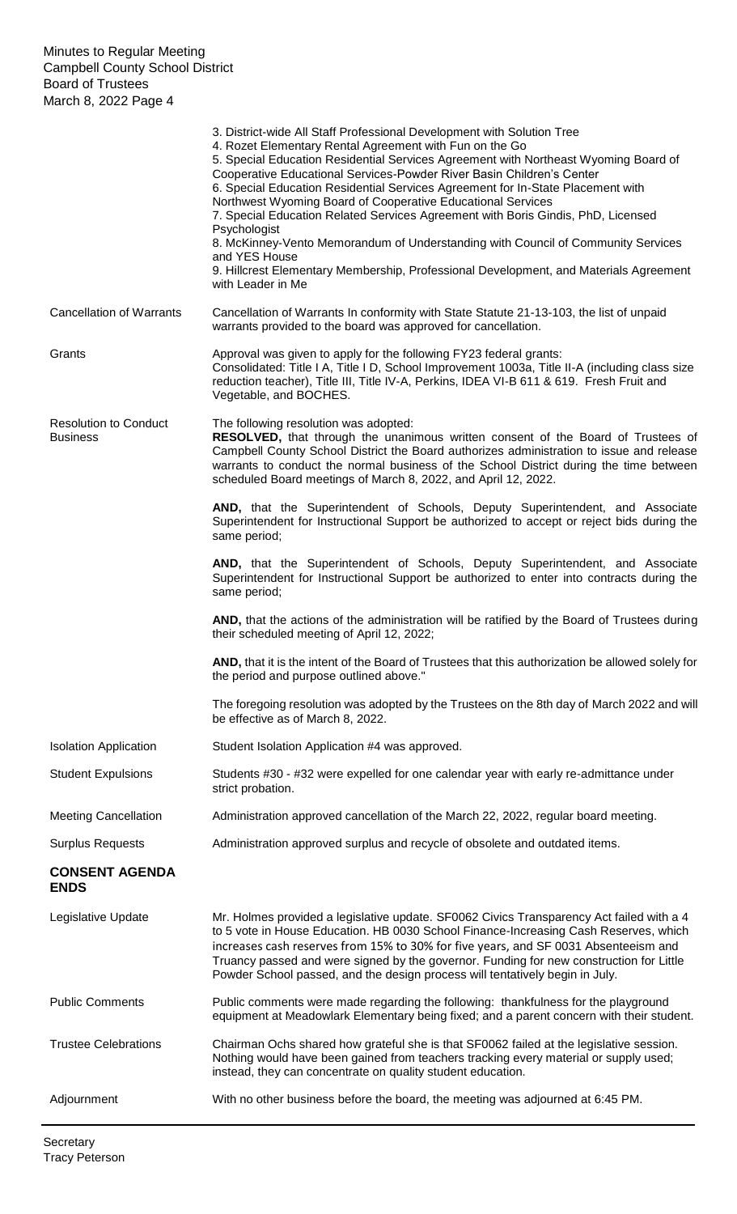3. District-wide All Staff Professional Development with Solution Tree
4. Rozet Elementary Rental Agreement with Fun on the Go
5. Special Education Residential Services Agreement with Northeast Wyoming Board of Cooperative Educational Services-Powder River Basin Children's Center
6. Special Education Residential Services Agreement for In-State Placement with Northwest Wyoming Board of Cooperative Educational Services
7. Special Education Related Services Agreement with Boris Gindis, PhD, Licensed Psychologist
8. McKinney-Vento Memorandum of Understanding with Council of Community Services and YES House
9. Hillcrest Elementary Membership, Professional Development, and Materials Agreement with Leader in Me

**Cancellation of Warrants** — Cancellation of Warrants In conformity with State Statute 21-13-103, the list of unpaid warrants provided to the board was approved for cancellation.

**Grants** — Approval was given to apply for the following FY23 federal grants: Consolidated: Title I A, Title I D, School Improvement 1003a, Title II-A (including class size reduction teacher), Title III, Title IV-A, Perkins, IDEA VI-B 611 & 619. Fresh Fruit and Vegetable, and BOCHES.

**Resolution to Conduct Business** — The following resolution was adopted:

**RESOLVED,** that through the unanimous written consent of the Board of Trustees of Campbell County School District the Board authorizes administration to issue and release warrants to conduct the normal business of the School District during the time between scheduled Board meetings of March 8, 2022, and April 12, 2022.

**AND,** that the Superintendent of Schools, Deputy Superintendent, and Associate Superintendent for Instructional Support be authorized to accept or reject bids during the same period;

**AND,** that the Superintendent of Schools, Deputy Superintendent, and Associate Superintendent for Instructional Support be authorized to enter into contracts during the same period;

**AND,** that the actions of the administration will be ratified by the Board of Trustees during their scheduled meeting of April 12, 2022;

**AND,** that it is the intent of the Board of Trustees that this authorization be allowed solely for the period and purpose outlined above."

The foregoing resolution was adopted by the Trustees on the 8th day of March 2022 and will be effective as of March 8, 2022.

**Isolation Application** — Student Isolation Application #4 was approved.

**Student Expulsions** — Students #30 - #32 were expelled for one calendar year with early re-admittance under strict probation.

**Meeting Cancellation** — Administration approved cancellation of the March 22, 2022, regular board meeting.

**Surplus Requests** — Administration approved surplus and recycle of obsolete and outdated items.

## CONSENT AGENDA ENDS

**Legislative Update** — Mr. Holmes provided a legislative update. SF0062 Civics Transparency Act failed with a 4 to 5 vote in House Education. HB 0030 School Finance-Increasing Cash Reserves, which increases cash reserves from 15% to 30% for five years, and SF 0031 Absenteeism and Truancy passed and were signed by the governor. Funding for new construction for Little Powder School passed, and the design process will tentatively begin in July.

**Public Comments** — Public comments were made regarding the following: thankfulness for the playground equipment at Meadowlark Elementary being fixed; and a parent concern with their student.

**Trustee Celebrations** — Chairman Ochs shared how grateful she is that SF0062 failed at the legislative session. Nothing would have been gained from teachers tracking every material or supply used; instead, they can concentrate on quality student education.

**Adjournment** — With no other business before the board, the meeting was adjourned at 6:45 PM.

Secretary
Tracy Peterson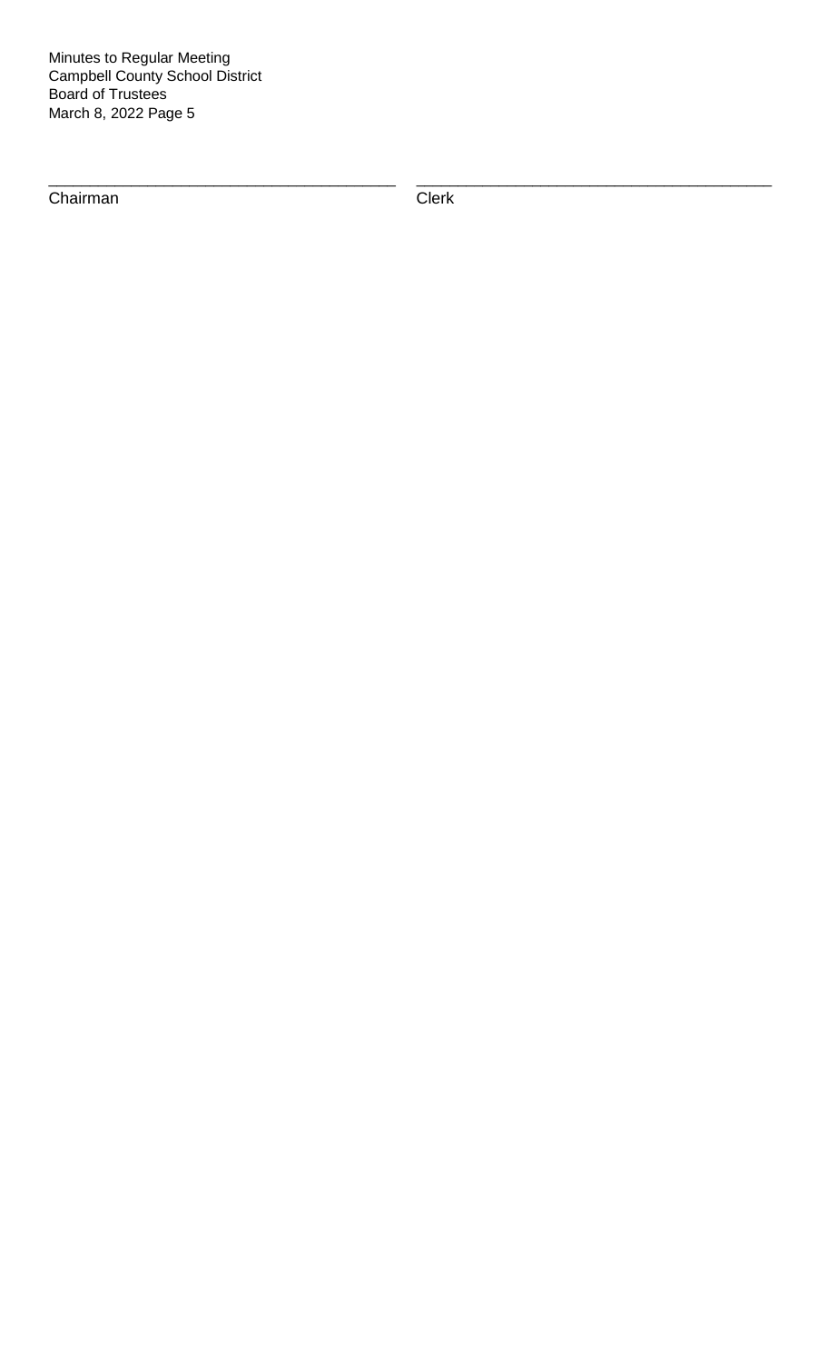\_\_\_\_\_\_\_\_\_\_\_\_\_\_\_\_\_\_\_\_\_\_\_\_\_\_\_\_\_\_\_\_\_\_\_\_\_\_\_\_ \_\_\_\_\_\_\_\_\_\_\_\_\_\_\_\_\_\_\_\_\_\_\_\_\_\_\_\_\_\_\_\_\_\_\_\_\_\_\_\_

Chairman Clerk